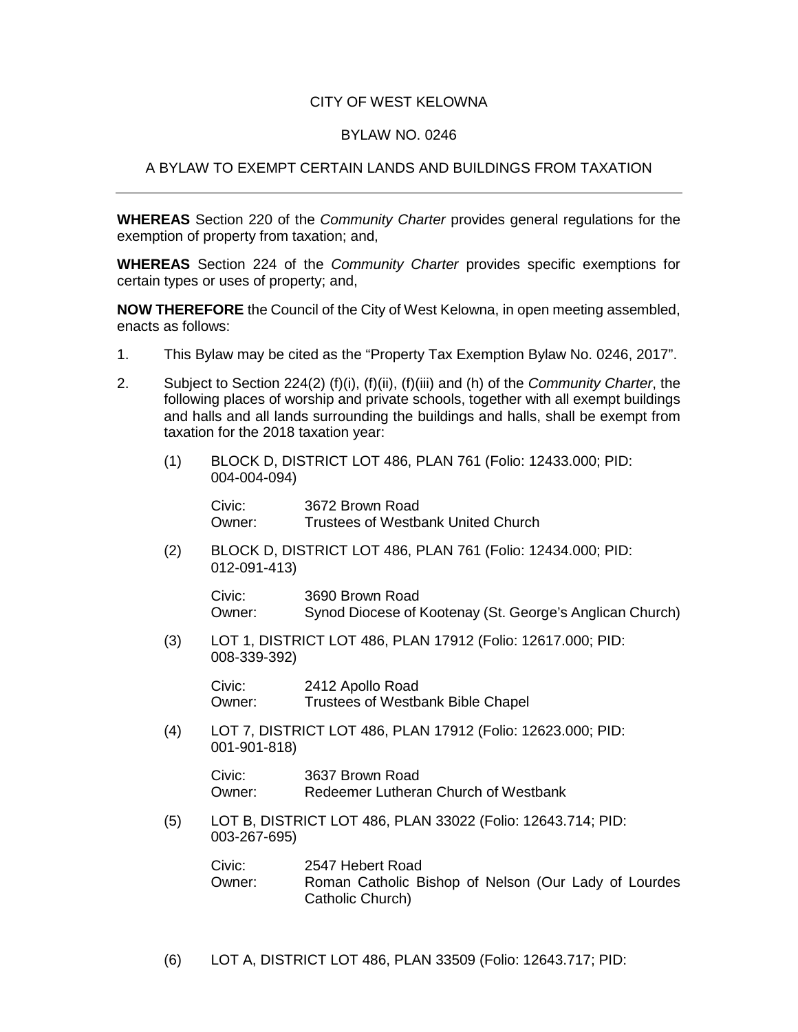CITY OF WEST KELOWNA

BYLAW NO. 0246

A BYLAW TO EXEMPT CERTAIN LANDS AND BUILDINGS FROM TAXATION

---

**WHEREAS** Section 220 of the *Community Charter* provides general regulations for the exemption of property from taxation; and,

**WHEREAS** Section 224 of the *Community Charter* provides specific exemptions for certain types or uses of property; and,

**NOW THEREFORE** the Council of the City of West Kelowna, in open meeting assembled, enacts as follows:

1. This Bylaw may be cited as the "Property Tax Exemption Bylaw No. 0246, 2017".

2. Subject to Section 224(2) (f)(i), (f)(ii), (f)(iii) and (h) of the *Community Charter*, the following places of worship and private schools, together with all exempt buildings and halls and all lands surrounding the buildings and halls, shall be exempt from taxation for the 2018 taxation year:

   (1) BLOCK D, DISTRICT LOT 486, PLAN 761 (Folio: 12433.000; PID: 004-004-094)

      Civic: 3672 Brown Road
      Owner: Trustees of Westbank United Church

   (2) BLOCK D, DISTRICT LOT 486, PLAN 761 (Folio: 12434.000; PID: 012-091-413)

      Civic: 3690 Brown Road
      Owner: Synod Diocese of Kootenay (St. George's Anglican Church)

   (3) LOT 1, DISTRICT LOT 486, PLAN 17912 (Folio: 12617.000; PID: 008-339-392)

      Civic: 2412 Apollo Road
      Owner: Trustees of Westbank Bible Chapel

   (4) LOT 7, DISTRICT LOT 486, PLAN 17912 (Folio: 12623.000; PID: 001-901-818)

      Civic: 3637 Brown Road
      Owner: Redeemer Lutheran Church of Westbank

   (5) LOT B, DISTRICT LOT 486, PLAN 33022 (Folio: 12643.714; PID: 003-267-695)

      Civic: 2547 Hebert Road
      Owner: Roman Catholic Bishop of Nelson (Our Lady of Lourdes Catholic Church)

   (6) LOT A, DISTRICT LOT 486, PLAN 33509 (Folio: 12643.717; PID: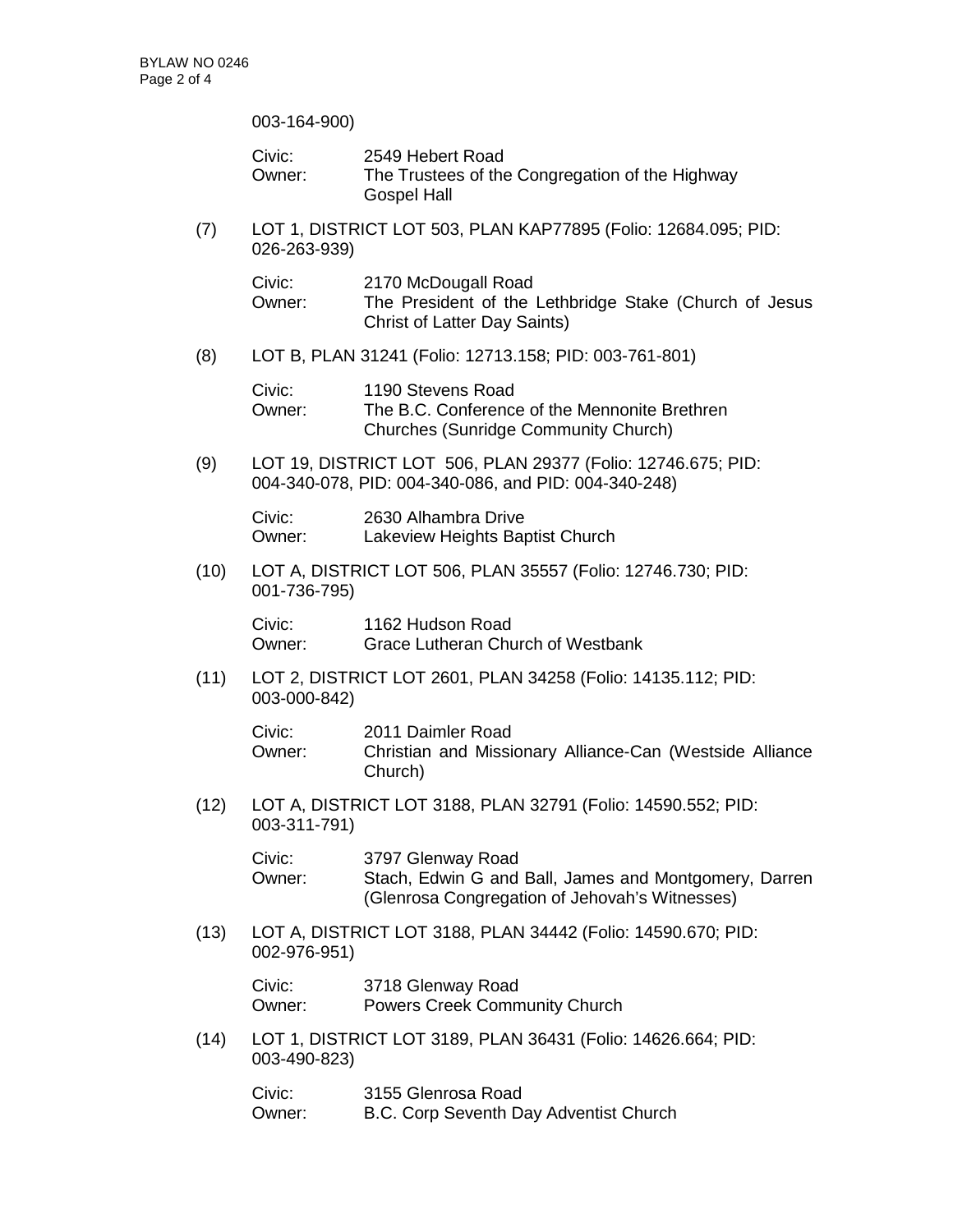003-164-900)

Civic: 2549 Hebert Road
Owner: The Trustees of the Congregation of the Highway Gospel Hall

(7) LOT 1, DISTRICT LOT 503, PLAN KAP77895 (Folio: 12684.095; PID: 026-263-939)

Civic: 2170 McDougall Road
Owner: The President of the Lethbridge Stake (Church of Jesus Christ of Latter Day Saints)

(8) LOT B, PLAN 31241 (Folio: 12713.158; PID: 003-761-801)

Civic: 1190 Stevens Road
Owner: The B.C. Conference of the Mennonite Brethren Churches (Sunridge Community Church)

(9) LOT 19, DISTRICT LOT 506, PLAN 29377 (Folio: 12746.675; PID: 004-340-078, PID: 004-340-086, and PID: 004-340-248)

Civic: 2630 Alhambra Drive
Owner: Lakeview Heights Baptist Church

(10) LOT A, DISTRICT LOT 506, PLAN 35557 (Folio: 12746.730; PID: 001-736-795)

Civic: 1162 Hudson Road
Owner: Grace Lutheran Church of Westbank

(11) LOT 2, DISTRICT LOT 2601, PLAN 34258 (Folio: 14135.112; PID: 003-000-842)

Civic: 2011 Daimler Road
Owner: Christian and Missionary Alliance-Can (Westside Alliance Church)

(12) LOT A, DISTRICT LOT 3188, PLAN 32791 (Folio: 14590.552; PID: 003-311-791)

Civic: 3797 Glenway Road
Owner: Stach, Edwin G and Ball, James and Montgomery, Darren (Glenrosa Congregation of Jehovah's Witnesses)

(13) LOT A, DISTRICT LOT 3188, PLAN 34442 (Folio: 14590.670; PID: 002-976-951)

Civic: 3718 Glenway Road
Owner: Powers Creek Community Church

(14) LOT 1, DISTRICT LOT 3189, PLAN 36431 (Folio: 14626.664; PID: 003-490-823)

Civic: 3155 Glenrosa Road
Owner: B.C. Corp Seventh Day Adventist Church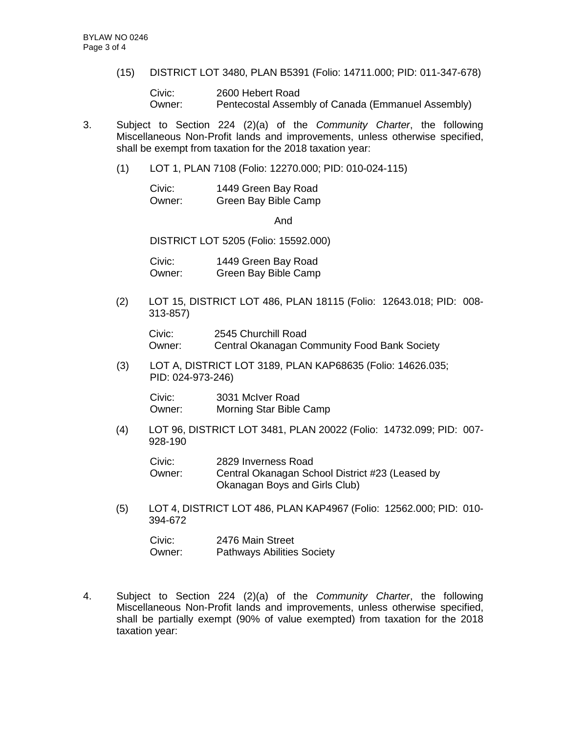(15) DISTRICT LOT 3480, PLAN B5391 (Folio: 14711.000; PID: 011-347-678)

Civic: 2600 Hebert Road
Owner: Pentecostal Assembly of Canada (Emmanuel Assembly)

3. Subject to Section 224 (2)(a) of the *Community Charter*, the following Miscellaneous Non-Profit lands and improvements, unless otherwise specified, shall be exempt from taxation for the 2018 taxation year:

(1) LOT 1, PLAN 7108 (Folio: 12270.000; PID: 010-024-115)

Civic: 1449 Green Bay Road
Owner: Green Bay Bible Camp

And

DISTRICT LOT 5205 (Folio: 15592.000)

Civic: 1449 Green Bay Road
Owner: Green Bay Bible Camp

(2) LOT 15, DISTRICT LOT 486, PLAN 18115 (Folio: 12643.018; PID: 008-313-857)

Civic: 2545 Churchill Road
Owner: Central Okanagan Community Food Bank Society

(3) LOT A, DISTRICT LOT 3189, PLAN KAP68635 (Folio: 14626.035; PID: 024-973-246)

Civic: 3031 McIver Road
Owner: Morning Star Bible Camp

(4) LOT 96, DISTRICT LOT 3481, PLAN 20022 (Folio: 14732.099; PID: 007-928-190

Civic: 2829 Inverness Road
Owner: Central Okanagan School District #23 (Leased by Okanagan Boys and Girls Club)

(5) LOT 4, DISTRICT LOT 486, PLAN KAP4967 (Folio: 12562.000; PID: 010-394-672

Civic: 2476 Main Street
Owner: Pathways Abilities Society

4. Subject to Section 224 (2)(a) of the *Community Charter*, the following Miscellaneous Non-Profit lands and improvements, unless otherwise specified, shall be partially exempt (90% of value exempted) from taxation for the 2018 taxation year: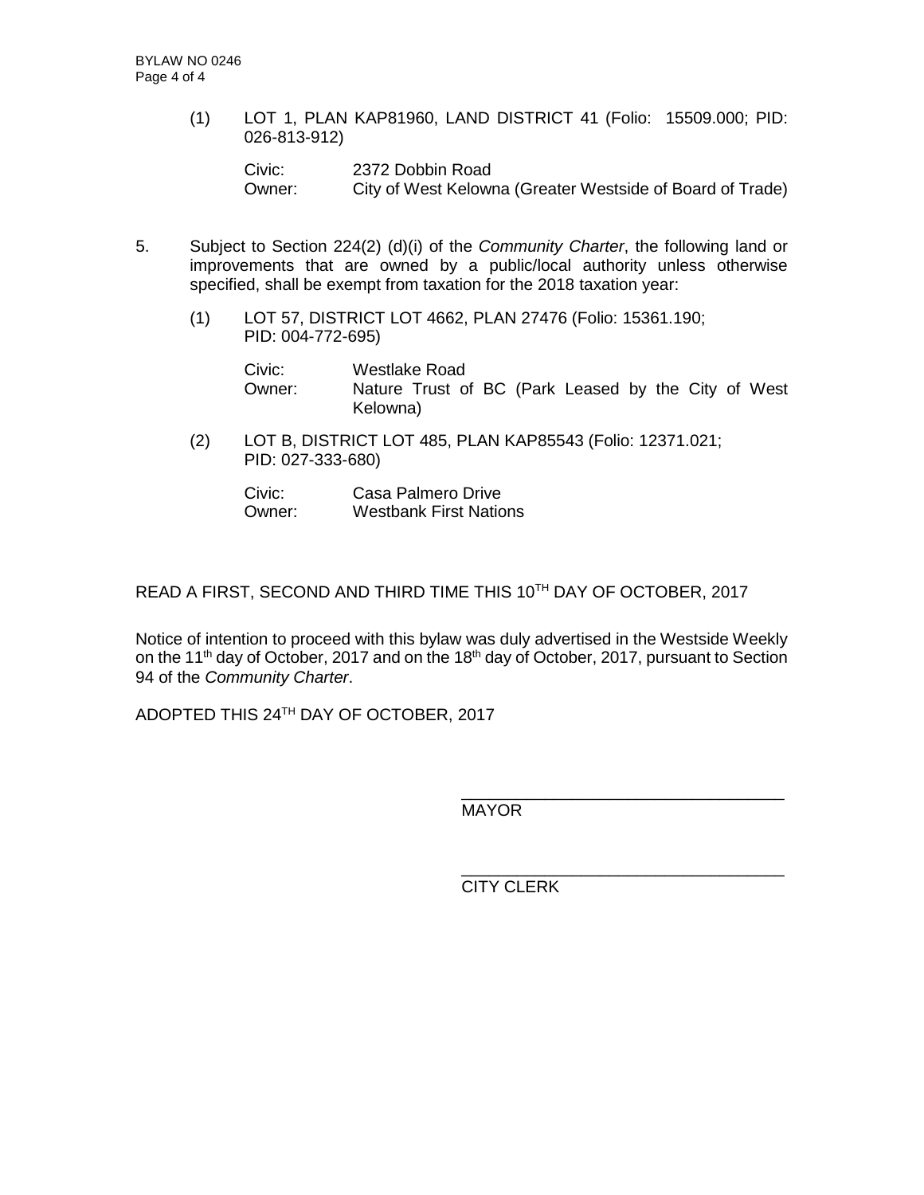(1) LOT 1, PLAN KAP81960, LAND DISTRICT 41 (Folio: 15509.000; PID: 026-813-912)

Civic: 2372 Dobbin Road
Owner: City of West Kelowna (Greater Westside of Board of Trade)

5. Subject to Section 224(2) (d)(i) of the *Community Charter*, the following land or improvements that are owned by a public/local authority unless otherwise specified, shall be exempt from taxation for the 2018 taxation year:

(1) LOT 57, DISTRICT LOT 4662, PLAN 27476 (Folio: 15361.190; PID: 004-772-695)

Civic: Westlake Road
Owner: Nature Trust of BC (Park Leased by the City of West Kelowna)

(2) LOT B, DISTRICT LOT 485, PLAN KAP85543 (Folio: 12371.021; PID: 027-333-680)

Civic: Casa Palmero Drive
Owner: Westbank First Nations

READ A FIRST, SECOND AND THIRD TIME THIS 10TH DAY OF OCTOBER, 2017

Notice of intention to proceed with this bylaw was duly advertised in the Westside Weekly on the 11th day of October, 2017 and on the 18th day of October, 2017, pursuant to Section 94 of the *Community Charter*.

ADOPTED THIS 24TH DAY OF OCTOBER, 2017

\_\_\_\_\_\_\_\_\_\_\_\_\_\_\_\_\_\_\_\_\_\_\_\_\_\_\_\_\_\_\_\_\_\_\_
MAYOR

\_\_\_\_\_\_\_\_\_\_\_\_\_\_\_\_\_\_\_\_\_\_\_\_\_\_\_\_\_\_\_\_\_\_\_
CITY CLERK